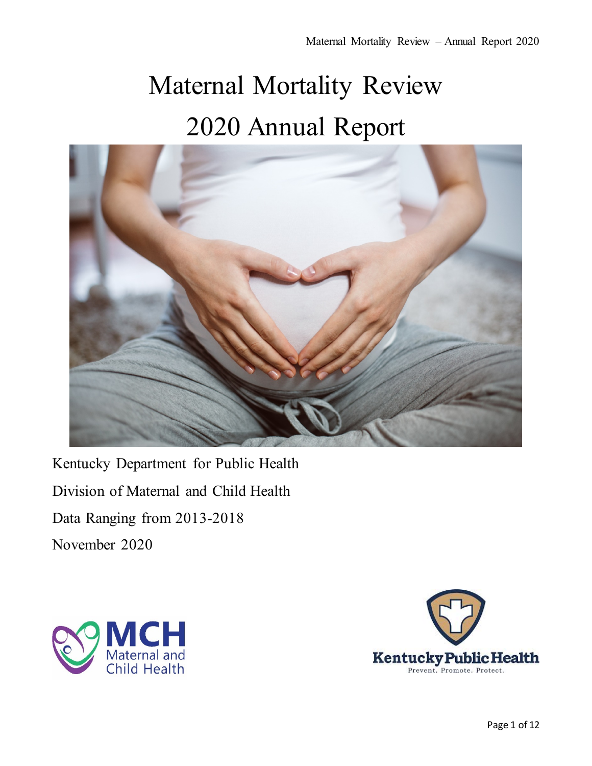# Maternal Mortality Review

# 2020 Annual Report

Kentucky Department for Public Health

Division of Maternal and Child Health

Data Ranging from 2013-2018

November 2020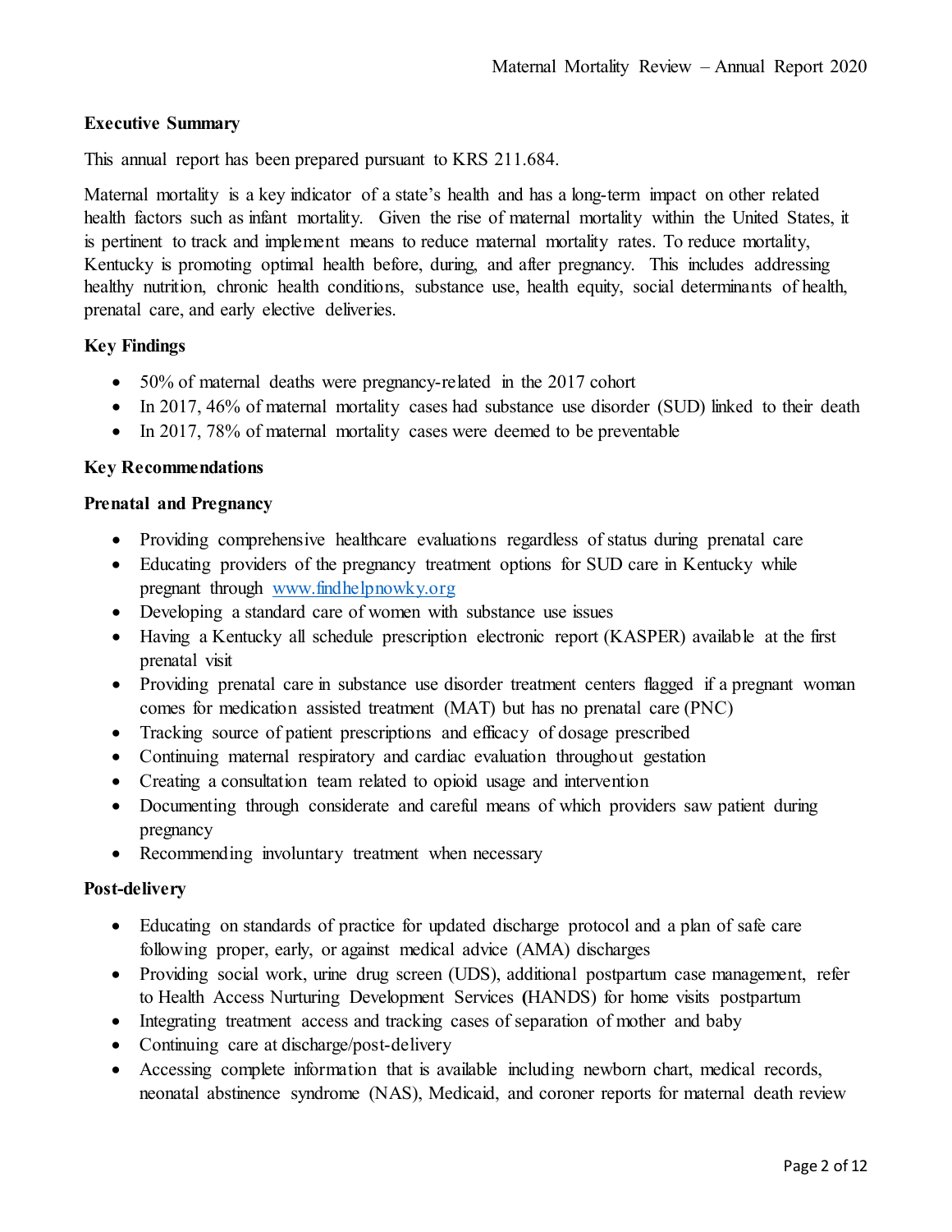## Executive Summary

This annual report has been prepared pursuant to KRS 211.684.

Maternal mortality is a key indicator of a state's health and has a long-term impact on other related health factors such as infant mortality. Given the rise of maternal mortality within the United States, it is pertinent to track and implement means to reduce maternal mortality rates. To reduce mortality, Kentucky is promoting optimal health before, during, and after pregnancy. This includes addressing healthy nutrition, chronic health conditions, substance use, health equity, social determinants of health, prenatal care, and early elective deliveries.

## Key Findings

- 50% of maternal deaths were pregnancy-related in the 2017 cohort
- In 2017, 46% of maternal mortality cases had substance use disorder (SUD) linked to their death
- In 2017, 78% of maternal mortality cases were deemed to be preventable

## Key Recommendations

### Prenatal and Pregnancy

- Providing comprehensive healthcare evaluations regardless of status during prenatal care
- Educating providers of the pregnancy treatment options for SUD care in Kentucky while pregnant through www.findhelpnowky.org
- Developing a standard care of women with substance use issues
- Having a Kentucky all schedule prescription electronic report (KASPER) available at the first prenatal visit
- Providing prenatal care in substance use disorder treatment centers flagged if a pregnant woman comes for medication assisted treatment (MAT) but has no prenatal care (PNC)
- Tracking source of patient prescriptions and efficacy of dosage prescribed
- Continuing maternal respiratory and cardiac evaluation throughout gestation
- Creating a consultation team related to opioid usage and intervention
- Documenting through considerate and careful means of which providers saw patient during pregnancy
- Recommending involuntary treatment when necessary

### Post-delivery

- Educating on standards of practice for updated discharge protocol and a plan of safe care following proper, early, or against medical advice (AMA) discharges
- Providing social work, urine drug screen (UDS), additional postpartum case management, refer to Health Access Nurturing Development Services (HANDS) for home visits postpartum
- Integrating treatment access and tracking cases of separation of mother and baby
- Continuing care at discharge/post-delivery
- Accessing complete information that is available including newborn chart, medical records, neonatal abstinence syndrome (NAS), Medicaid, and coroner reports for maternal death review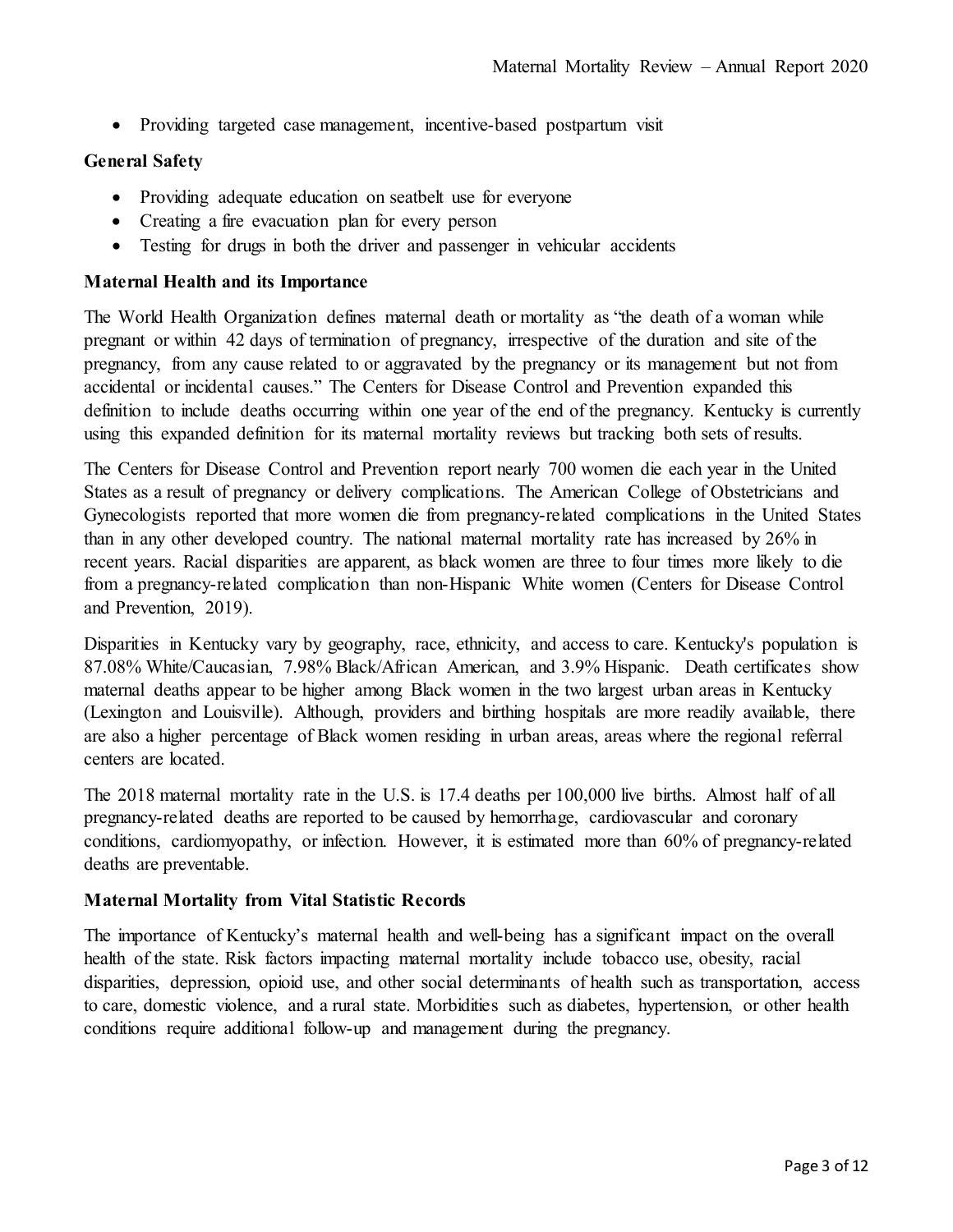- Providing targeted case management, incentive-based postpartum visit

**General Safety**

- Providing adequate education on seatbelt use for everyone
- Creating a fire evacuation plan for every person
- Testing for drugs in both the driver and passenger in vehicular accidents

**Maternal Health and its Importance**

The World Health Organization defines maternal death or mortality as "the death of a woman while pregnant or within 42 days of termination of pregnancy, irrespective of the duration and site of the pregnancy, from any cause related to or aggravated by the pregnancy or its management but not from accidental or incidental causes." The Centers for Disease Control and Prevention expanded this definition to include deaths occurring within one year of the end of the pregnancy. Kentucky is currently using this expanded definition for its maternal mortality reviews but tracking both sets of results.

The Centers for Disease Control and Prevention report nearly 700 women die each year in the United States as a result of pregnancy or delivery complications. The American College of Obstetricians and Gynecologists reported that more women die from pregnancy-related complications in the United States than in any other developed country. The national maternal mortality rate has increased by 26% in recent years. Racial disparities are apparent, as black women are three to four times more likely to die from a pregnancy-related complication than non-Hispanic White women (Centers for Disease Control and Prevention, 2019).

Disparities in Kentucky vary by geography, race, ethnicity, and access to care. Kentucky's population is 87.08% White/Caucasian, 7.98% Black/African American, and 3.9% Hispanic. Death certificates show maternal deaths appear to be higher among Black women in the two largest urban areas in Kentucky (Lexington and Louisville). Although, providers and birthing hospitals are more readily available, there are also a higher percentage of Black women residing in urban areas, areas where the regional referral centers are located.

The 2018 maternal mortality rate in the U.S. is 17.4 deaths per 100,000 live births. Almost half of all pregnancy-related deaths are reported to be caused by hemorrhage, cardiovascular and coronary conditions, cardiomyopathy, or infection. However, it is estimated more than 60% of pregnancy-related deaths are preventable.

**Maternal Mortality from Vital Statistic Records**

The importance of Kentucky's maternal health and well-being has a significant impact on the overall health of the state. Risk factors impacting maternal mortality include tobacco use, obesity, racial disparities, depression, opioid use, and other social determinants of health such as transportation, access to care, domestic violence, and a rural state. Morbidities such as diabetes, hypertension, or other health conditions require additional follow-up and management during the pregnancy.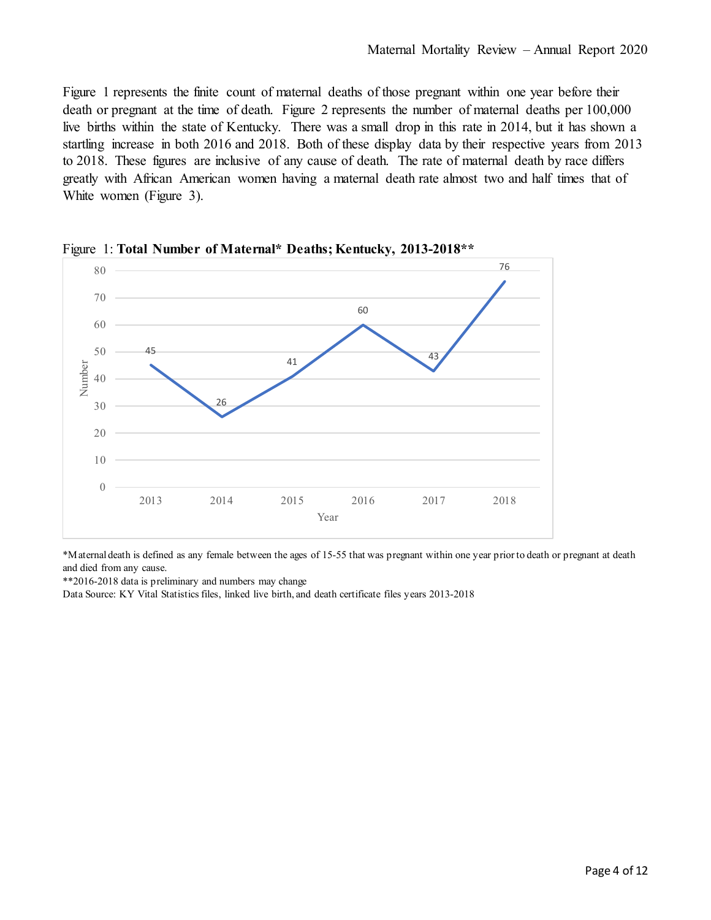Figure 1 represents the finite count of maternal deaths of those pregnant within one year before their death or pregnant at the time of death. Figure 2 represents the number of maternal deaths per 100,000 live births within the state of Kentucky. There was a small drop in this rate in 2014, but it has shown a startling increase in both 2016 and 2018. Both of these display data by their respective years from 2013 to 2018. These figures are inclusive of any cause of death. The rate of maternal death by race differs greatly with African American women having a maternal death rate almost two and half times that of White women (Figure 3).

Figure 1: **Total Number of Maternal* Deaths; Kentucky, 2013-2018****

| Year | Number |
| --- | --- |
| 2013 | 45 |
| 2014 | 26 |
| 2015 | 41 |
| 2016 | 60 |
| 2017 | 43 |
| 2018 | 76 |

*Maternal death is defined as any female between the ages of 15-55 that was pregnant within one year prior to death or pregnant at death and died from any cause.

**2016-2018 data is preliminary and numbers may change

Data Source: KY Vital Statistics files, linked live birth, and death certificate files years 2013-2018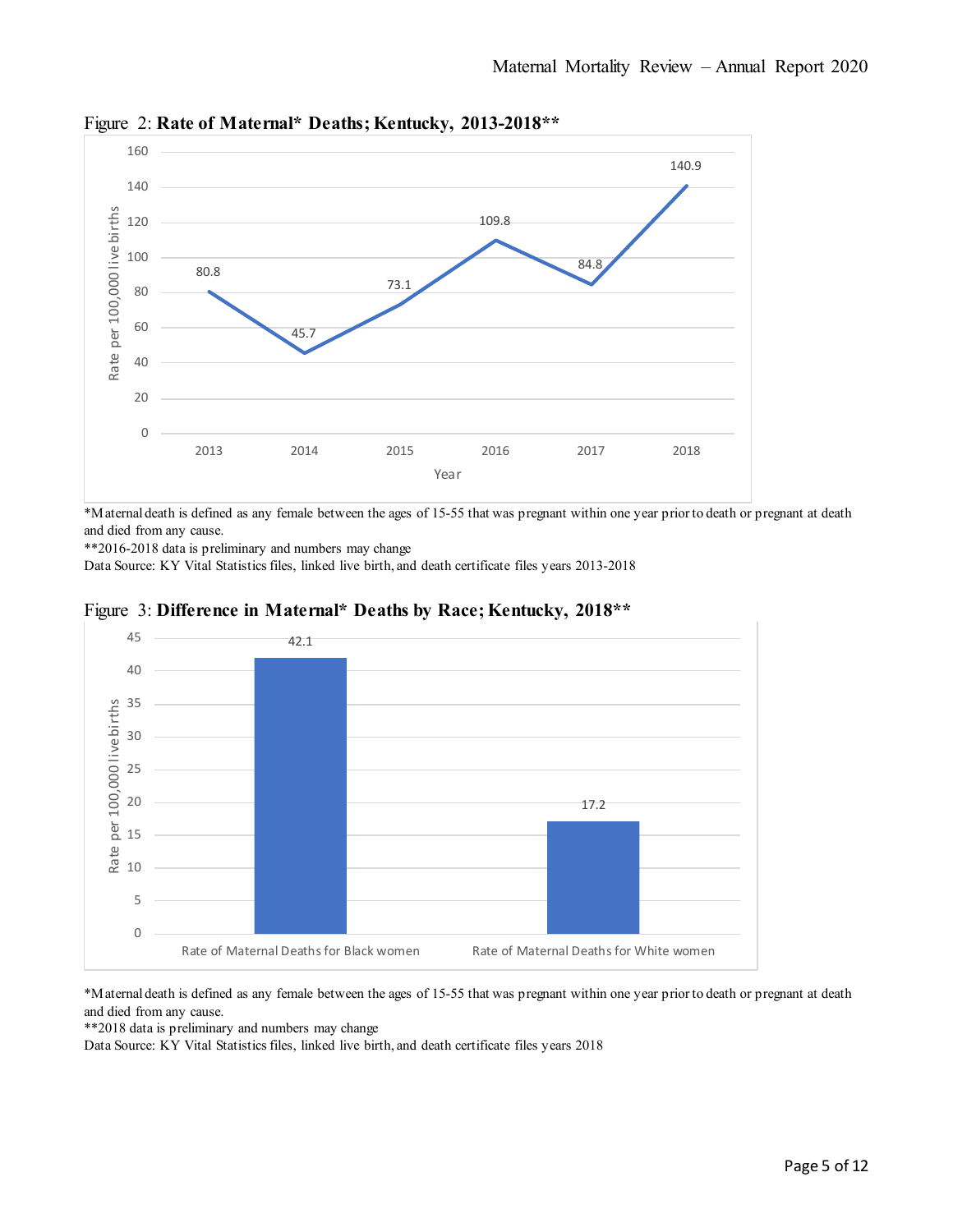Figure 2: **Rate of Maternal* Deaths; Kentucky, 2013-2018****

| Year | Rate per 100,000 live births |
|---|---|
| 2013 | 80.8 |
| 2014 | 45.7 |
| 2015 | 73.1 |
| 2016 | 109.8 |
| 2017 | 84.8 |
| 2018 | 140.9 |

*Maternal death is defined as any female between the ages of 15-55 that was pregnant within one year prior to death or pregnant at death and died from any cause.

**2016-2018 data is preliminary and numbers may change

Data Source: KY Vital Statistics files, linked live birth, and death certificate files years 2013-2018

Figure 3: **Difference in Maternal* Deaths by Race; Kentucky, 2018****

| | Rate per 100,000 live births |
|---|---|
| Rate of Maternal Deaths for Black women | 42.1 |
| Rate of Maternal Deaths for White women | 17.2 |

*Maternal death is defined as any female between the ages of 15-55 that was pregnant within one year prior to death or pregnant at death and died from any cause.

**2018 data is preliminary and numbers may change

Data Source: KY Vital Statistics files, linked live birth, and death certificate files years 2018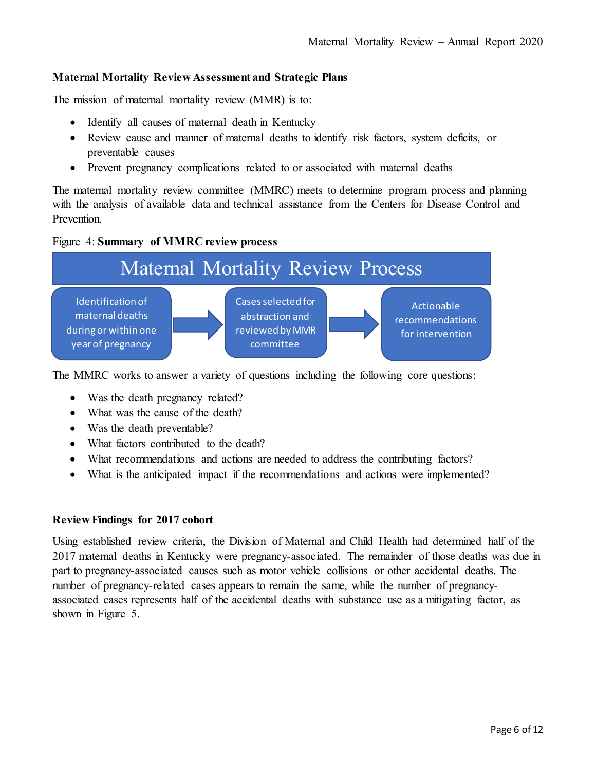**Maternal Mortality Review Assessment and Strategic Plans**

The mission of maternal mortality review (MMR) is to:

- Identify all causes of maternal death in Kentucky
- Review cause and manner of maternal deaths to identify risk factors, system deficits, or preventable causes
- Prevent pregnancy complications related to or associated with maternal deaths

The maternal mortality review committee (MMRC) meets to determine program process and planning with the analysis of available data and technical assistance from the Centers for Disease Control and Prevention.

Figure 4: **Summary of MMRC review process**

**Maternal Mortality Review Process**

Identification of maternal deaths during or within one year of pregnancy → Cases selected for abstraction and reviewed by MMR committee → Actionable recommendations for intervention

The MMRC works to answer a variety of questions including the following core questions:

- Was the death pregnancy related?
- What was the cause of the death?
- Was the death preventable?
- What factors contributed to the death?
- What recommendations and actions are needed to address the contributing factors?
- What is the anticipated impact if the recommendations and actions were implemented?

**Review Findings for 2017 cohort**

Using established review criteria, the Division of Maternal and Child Health had determined half of the 2017 maternal deaths in Kentucky were pregnancy-associated. The remainder of those deaths was due in part to pregnancy-associated causes such as motor vehicle collisions or other accidental deaths. The number of pregnancy-related cases appears to remain the same, while the number of pregnancy-associated cases represents half of the accidental deaths with substance use as a mitigating factor, as shown in Figure 5.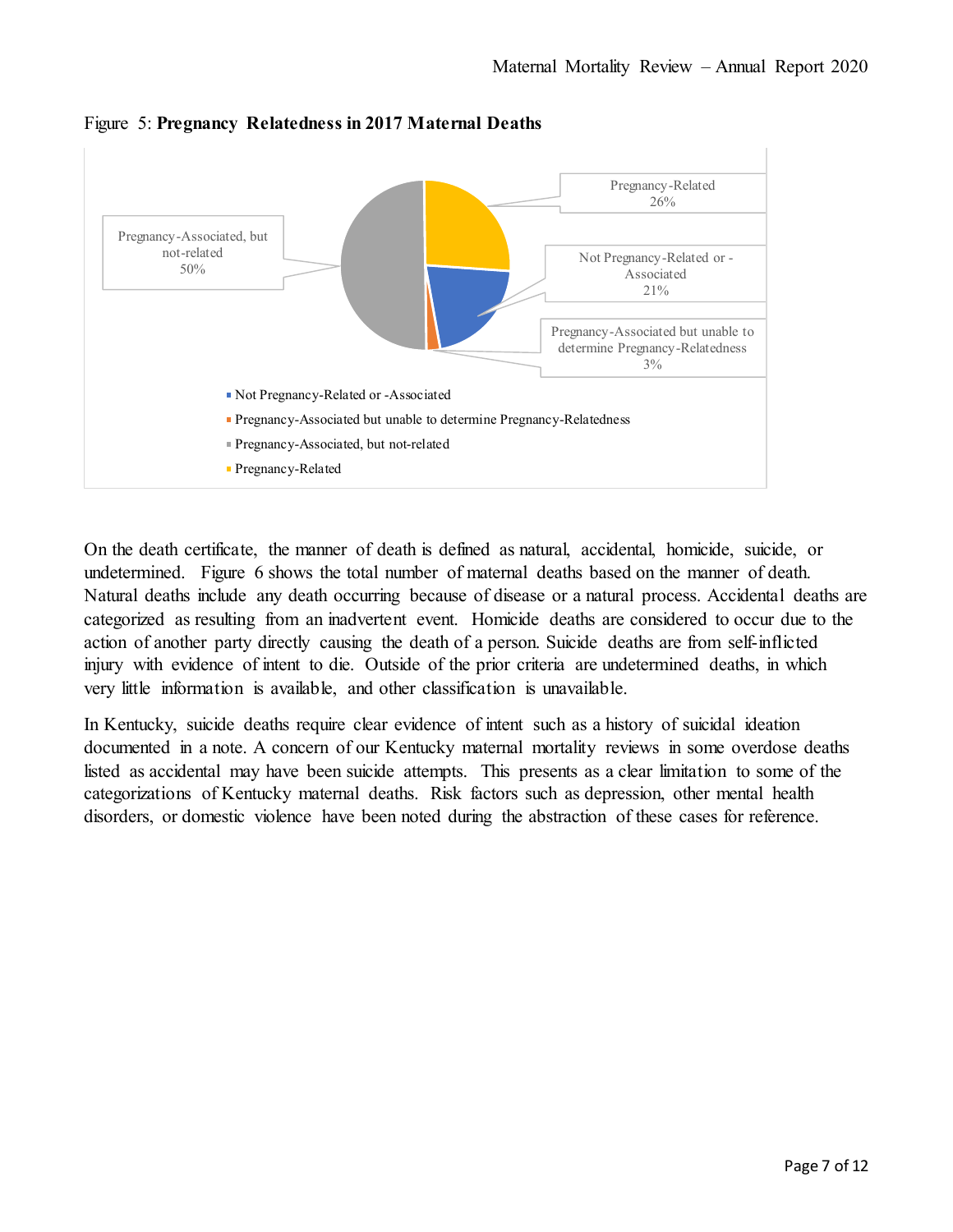Figure 5: **Pregnancy Relatedness in 2017 Maternal Deaths**

| Category | Percent |
|---|---|
| Pregnancy-Related | 26% |
| Not Pregnancy-Related or -Associated | 21% |
| Pregnancy-Associated but unable to determine Pregnancy-Relatedness | 3% |
| Pregnancy-Associated, but not-related | 50% |

On the death certificate, the manner of death is defined as natural, accidental, homicide, suicide, or undetermined. Figure 6 shows the total number of maternal deaths based on the manner of death. Natural deaths include any death occurring because of disease or a natural process. Accidental deaths are categorized as resulting from an inadvertent event. Homicide deaths are considered to occur due to the action of another party directly causing the death of a person. Suicide deaths are from self-inflicted injury with evidence of intent to die. Outside of the prior criteria are undetermined deaths, in which very little information is available, and other classification is unavailable.

In Kentucky, suicide deaths require clear evidence of intent such as a history of suicidal ideation documented in a note. A concern of our Kentucky maternal mortality reviews in some overdose deaths listed as accidental may have been suicide attempts. This presents as a clear limitation to some of the categorizations of Kentucky maternal deaths. Risk factors such as depression, other mental health disorders, or domestic violence have been noted during the abstraction of these cases for reference.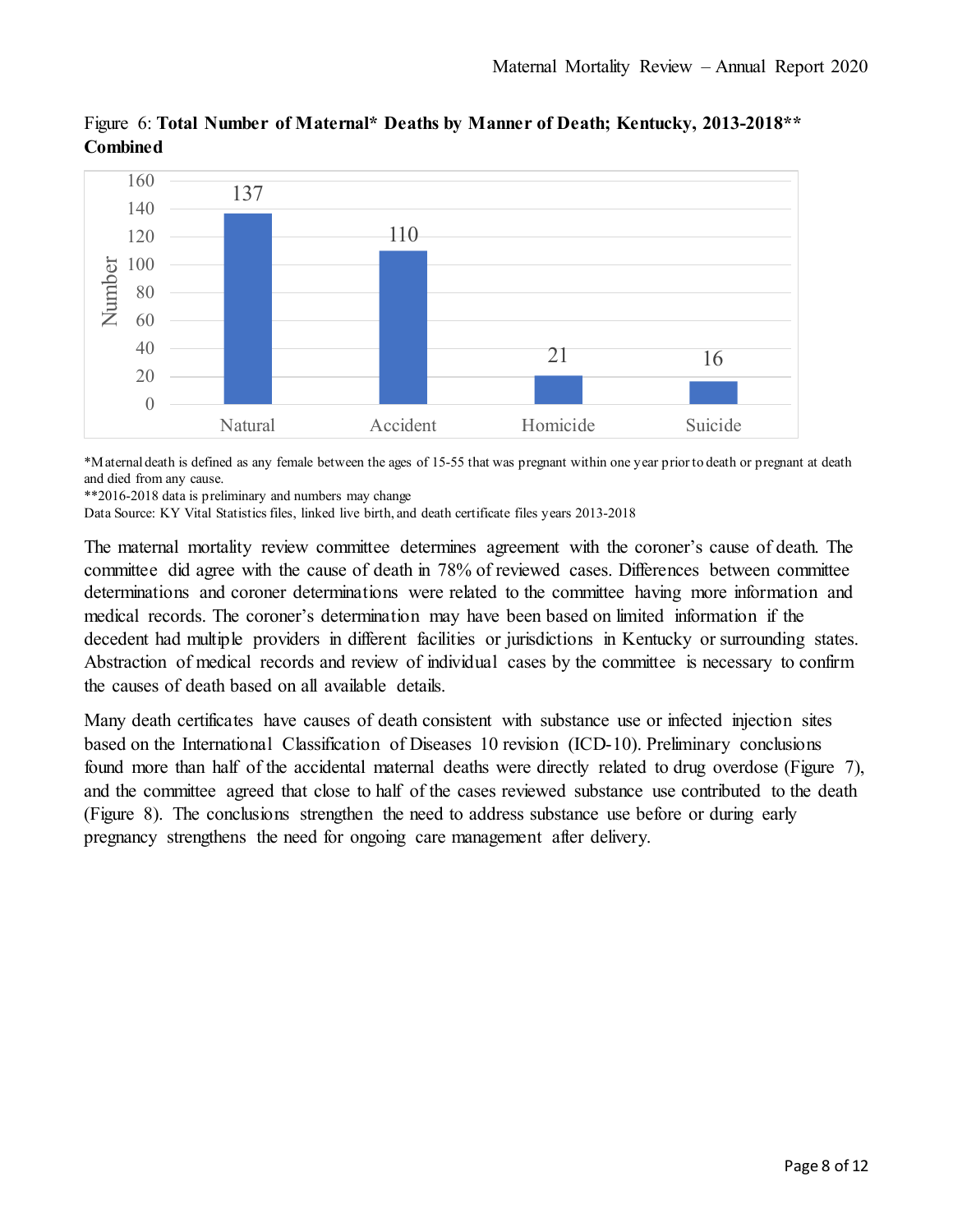Figure 6: **Total Number of Maternal* Deaths by Manner of Death; Kentucky, 2013-2018** Combined**

| Manner of Death | Number |
|---|---|
| Natural | 137 |
| Accident | 110 |
| Homicide | 21 |
| Suicide | 16 |

*Maternal death is defined as any female between the ages of 15-55 that was pregnant within one year prior to death or pregnant at death and died from any cause.
**2016-2018 data is preliminary and numbers may change
Data Source: KY Vital Statistics files, linked live birth, and death certificate files years 2013-2018

The maternal mortality review committee determines agreement with the coroner's cause of death. The committee did agree with the cause of death in 78% of reviewed cases. Differences between committee determinations and coroner determinations were related to the committee having more information and medical records. The coroner's determination may have been based on limited information if the decedent had multiple providers in different facilities or jurisdictions in Kentucky or surrounding states. Abstraction of medical records and review of individual cases by the committee is necessary to confirm the causes of death based on all available details.

Many death certificates have causes of death consistent with substance use or infected injection sites based on the International Classification of Diseases 10 revision (ICD-10). Preliminary conclusions found more than half of the accidental maternal deaths were directly related to drug overdose (Figure 7), and the committee agreed that close to half of the cases reviewed substance use contributed to the death (Figure 8). The conclusions strengthen the need to address substance use before or during early pregnancy strengthens the need for ongoing care management after delivery.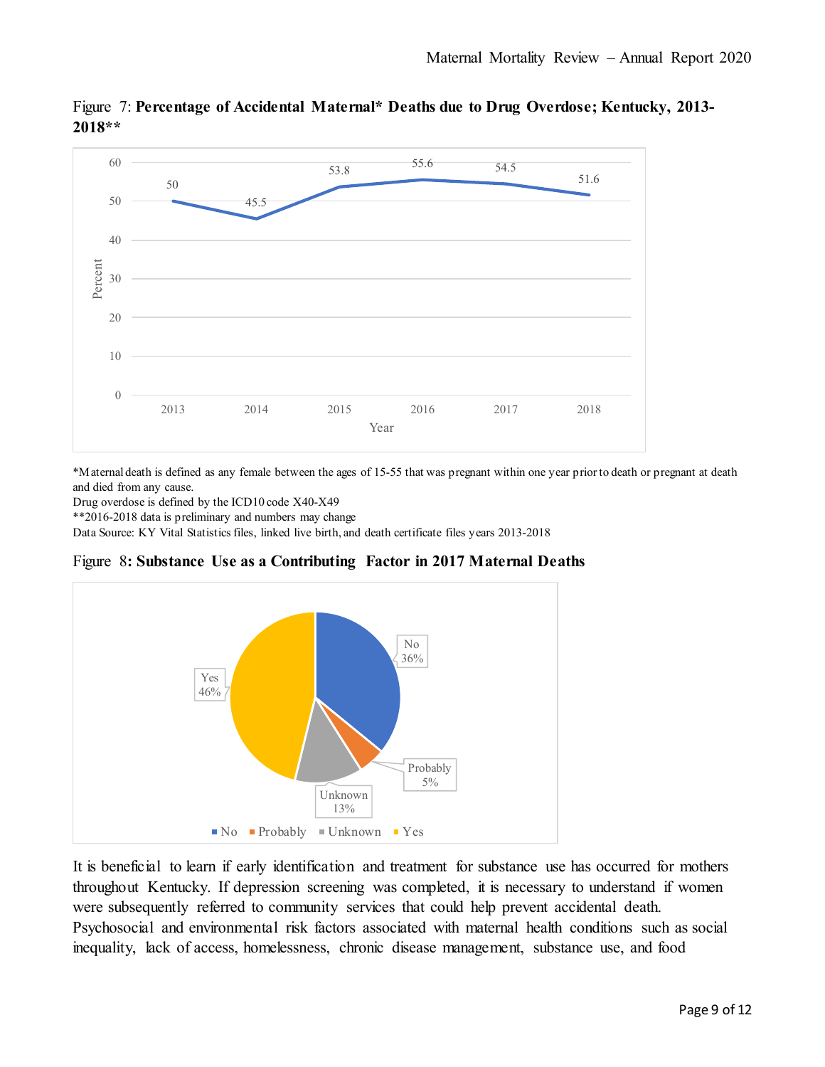Figure 7: **Percentage of Accidental Maternal* Deaths due to Drug Overdose; Kentucky, 2013-2018****

| Year | Percent |
|---|---|
| 2013 | 50 |
| 2014 | 45.5 |
| 2015 | 53.8 |
| 2016 | 55.6 |
| 2017 | 54.5 |
| 2018 | 51.6 |

*Maternal death is defined as any female between the ages of 15-55 that was pregnant within one year prior to death or pregnant at death and died from any cause.
Drug overdose is defined by the ICD10 code X40-X49
**2016-2018 data is preliminary and numbers may change
Data Source: KY Vital Statistics files, linked live birth, and death certificate files years 2013-2018

Figure 8: **Substance Use as a Contributing Factor in 2017 Maternal Deaths**

| Response | Percent |
|---|---|
| No | 36% |
| Probably | 5% |
| Unknown | 13% |
| Yes | 46% |

It is beneficial to learn if early identification and treatment for substance use has occurred for mothers throughout Kentucky. If depression screening was completed, it is necessary to understand if women were subsequently referred to community services that could help prevent accidental death. Psychosocial and environmental risk factors associated with maternal health conditions such as social inequality, lack of access, homelessness, chronic disease management, substance use, and food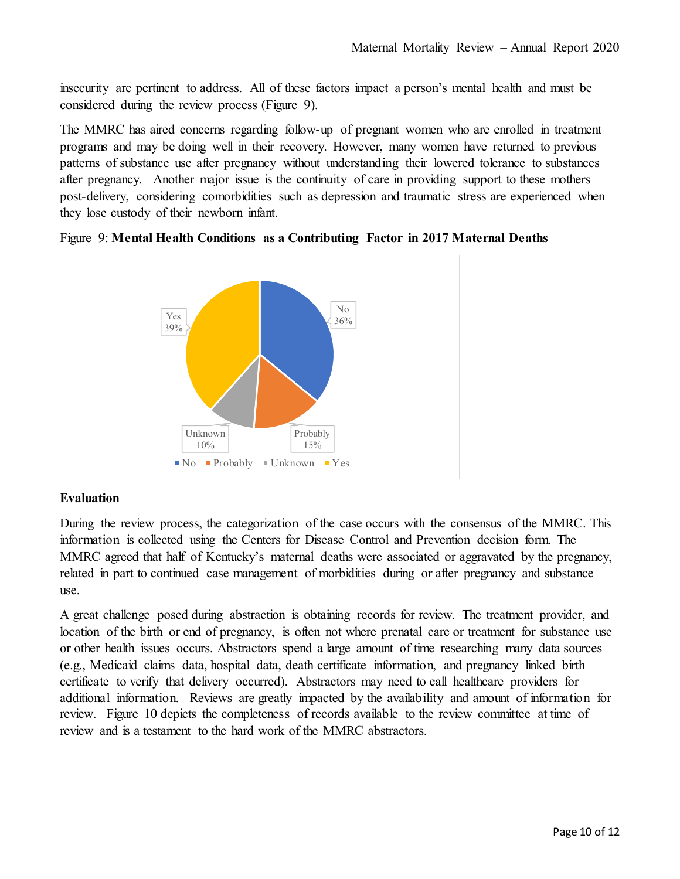insecurity are pertinent to address. All of these factors impact a person's mental health and must be considered during the review process (Figure 9).

The MMRC has aired concerns regarding follow-up of pregnant women who are enrolled in treatment programs and may be doing well in their recovery. However, many women have returned to previous patterns of substance use after pregnancy without understanding their lowered tolerance to substances after pregnancy. Another major issue is the continuity of care in providing support to these mothers post-delivery, considering comorbidities such as depression and traumatic stress are experienced when they lose custody of their newborn infant.

Figure 9: **Mental Health Conditions as a Contributing Factor in 2017 Maternal Deaths**

| Category | Percent |
|---|---|
| No | 36% |
| Probably | 15% |
| Unknown | 10% |
| Yes | 39% |

### Evaluation

During the review process, the categorization of the case occurs with the consensus of the MMRC. This information is collected using the Centers for Disease Control and Prevention decision form. The MMRC agreed that half of Kentucky's maternal deaths were associated or aggravated by the pregnancy, related in part to continued case management of morbidities during or after pregnancy and substance use.

A great challenge posed during abstraction is obtaining records for review. The treatment provider, and location of the birth or end of pregnancy, is often not where prenatal care or treatment for substance use or other health issues occurs. Abstractors spend a large amount of time researching many data sources (e.g., Medicaid claims data, hospital data, death certificate information, and pregnancy linked birth certificate to verify that delivery occurred). Abstractors may need to call healthcare providers for additional information. Reviews are greatly impacted by the availability and amount of information for review. Figure 10 depicts the completeness of records available to the review committee at time of review and is a testament to the hard work of the MMRC abstractors.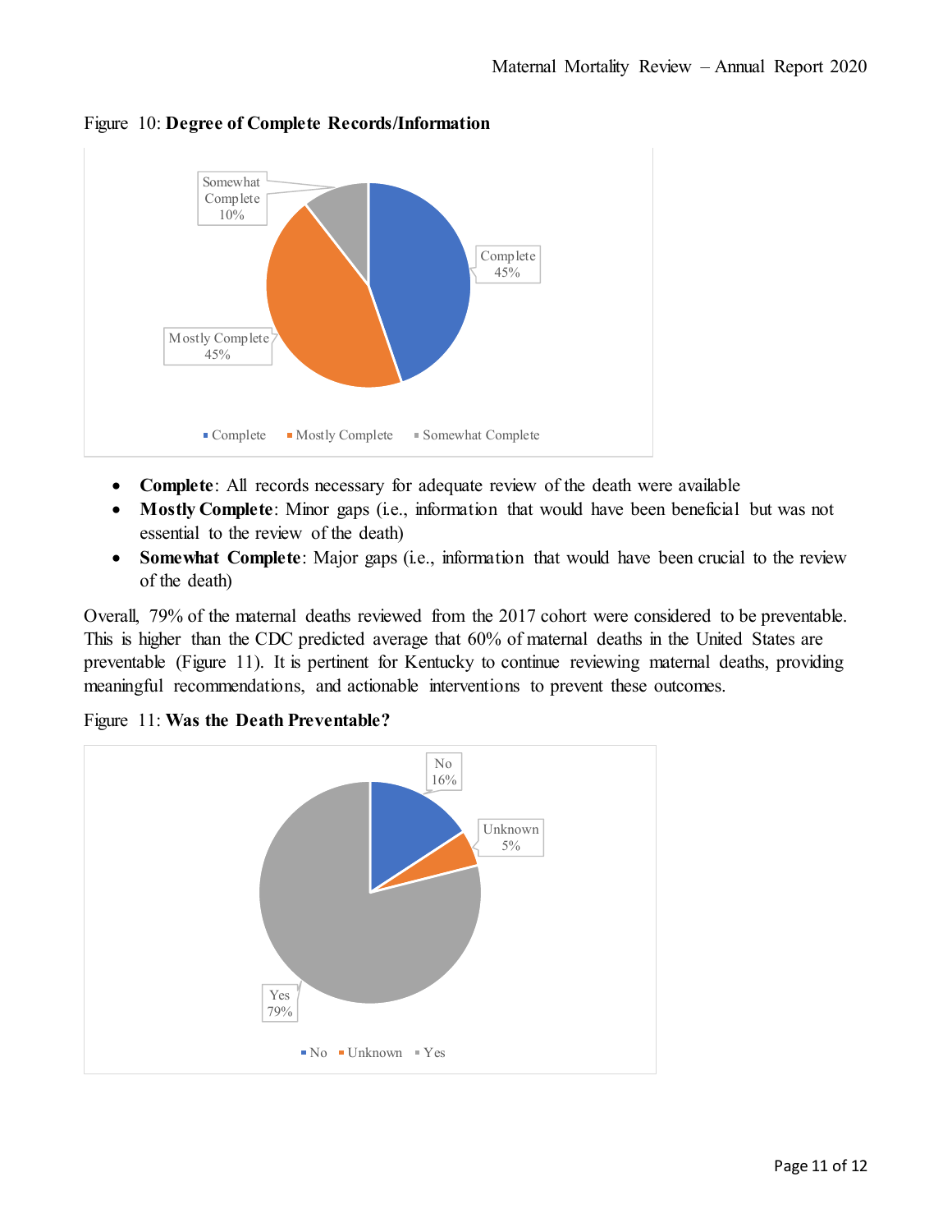Figure 10: **Degree of Complete Records/Information**

- **Complete**: All records necessary for adequate review of the death were available
- **Mostly Complete**: Minor gaps (i.e., information that would have been beneficial but was not essential to the review of the death)
- **Somewhat Complete**: Major gaps (i.e., information that would have been crucial to the review of the death)

Overall, 79% of the maternal deaths reviewed from the 2017 cohort were considered to be preventable. This is higher than the CDC predicted average that 60% of maternal deaths in the United States are preventable (Figure 11). It is pertinent for Kentucky to continue reviewing maternal deaths, providing meaningful recommendations, and actionable interventions to prevent these outcomes.

Figure 11: **Was the Death Preventable?**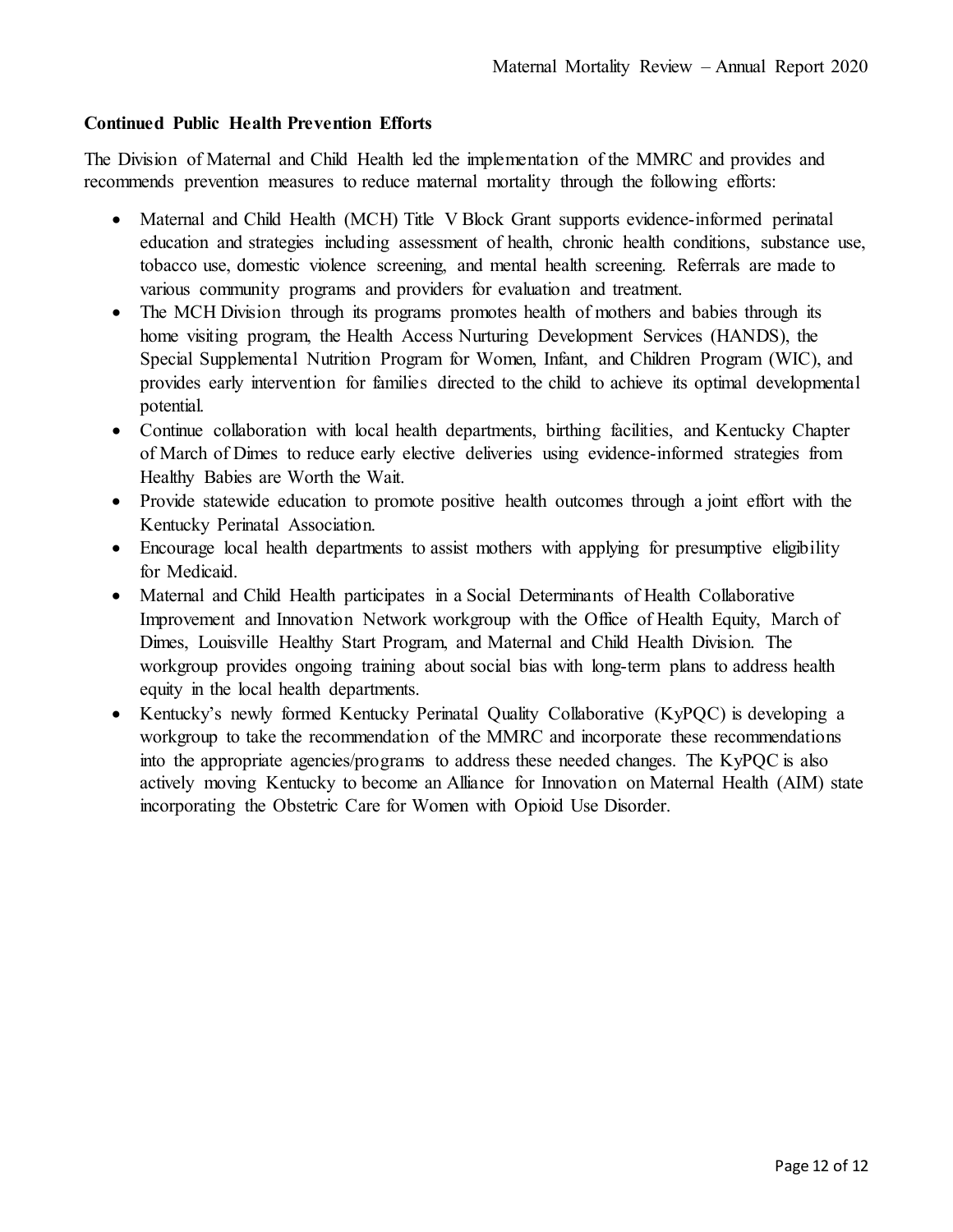**Continued Public Health Prevention Efforts**

The Division of Maternal and Child Health led the implementation of the MMRC and provides and recommends prevention measures to reduce maternal mortality through the following efforts:

- Maternal and Child Health (MCH) Title V Block Grant supports evidence-informed perinatal education and strategies including assessment of health, chronic health conditions, substance use, tobacco use, domestic violence screening, and mental health screening. Referrals are made to various community programs and providers for evaluation and treatment.
- The MCH Division through its programs promotes health of mothers and babies through its home visiting program, the Health Access Nurturing Development Services (HANDS), the Special Supplemental Nutrition Program for Women, Infant, and Children Program (WIC), and provides early intervention for families directed to the child to achieve its optimal developmental potential.
- Continue collaboration with local health departments, birthing facilities, and Kentucky Chapter of March of Dimes to reduce early elective deliveries using evidence-informed strategies from Healthy Babies are Worth the Wait.
- Provide statewide education to promote positive health outcomes through a joint effort with the Kentucky Perinatal Association.
- Encourage local health departments to assist mothers with applying for presumptive eligibility for Medicaid.
- Maternal and Child Health participates in a Social Determinants of Health Collaborative Improvement and Innovation Network workgroup with the Office of Health Equity, March of Dimes, Louisville Healthy Start Program, and Maternal and Child Health Division. The workgroup provides ongoing training about social bias with long-term plans to address health equity in the local health departments.
- Kentucky's newly formed Kentucky Perinatal Quality Collaborative (KyPQC) is developing a workgroup to take the recommendation of the MMRC and incorporate these recommendations into the appropriate agencies/programs to address these needed changes. The KyPQC is also actively moving Kentucky to become an Alliance for Innovation on Maternal Health (AIM) state incorporating the Obstetric Care for Women with Opioid Use Disorder.